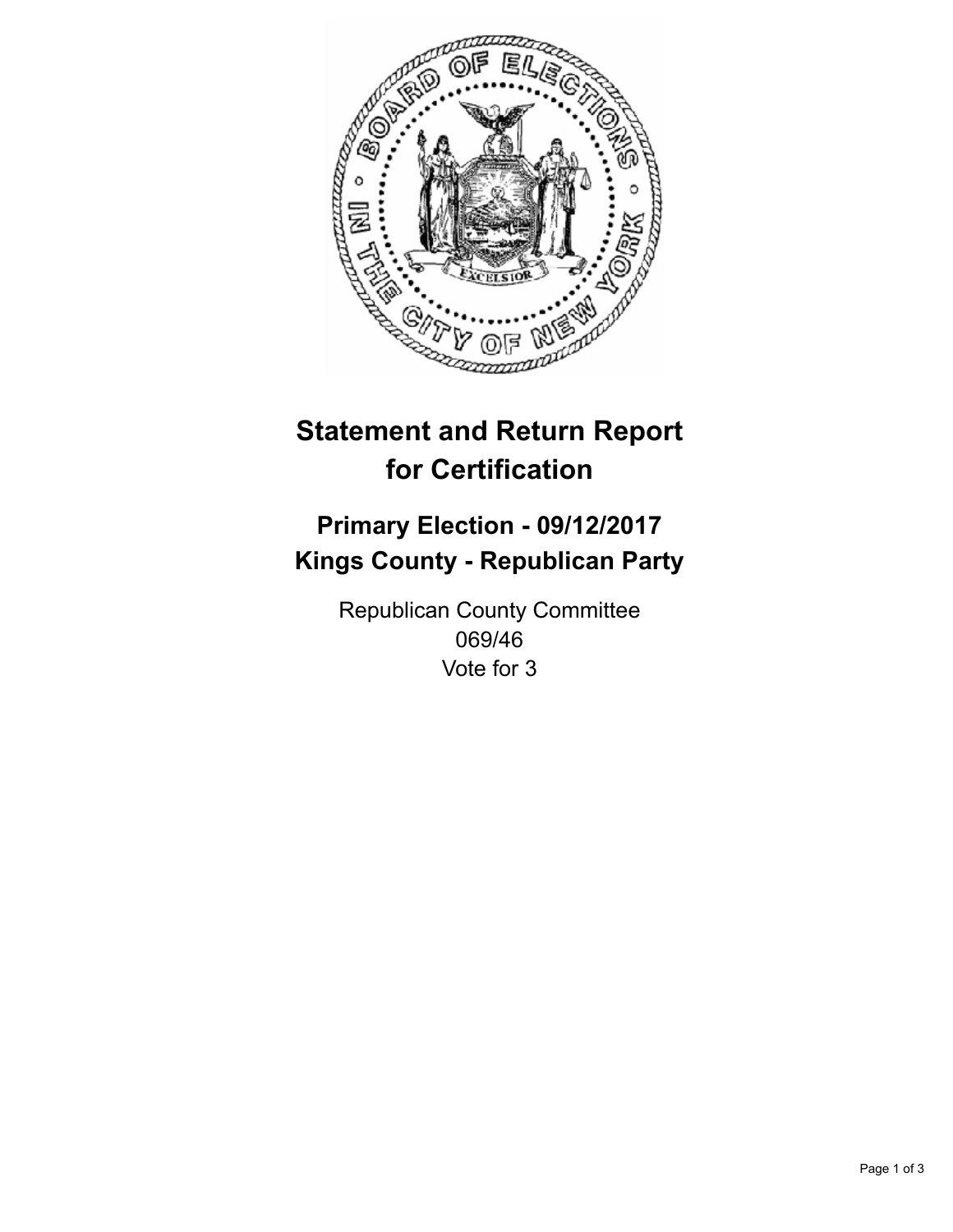# Statement and Return Report for Certification

## Primary Election - 09/12/2017
## Kings County - Republican Party

Republican County Committee
069/46
Vote for 3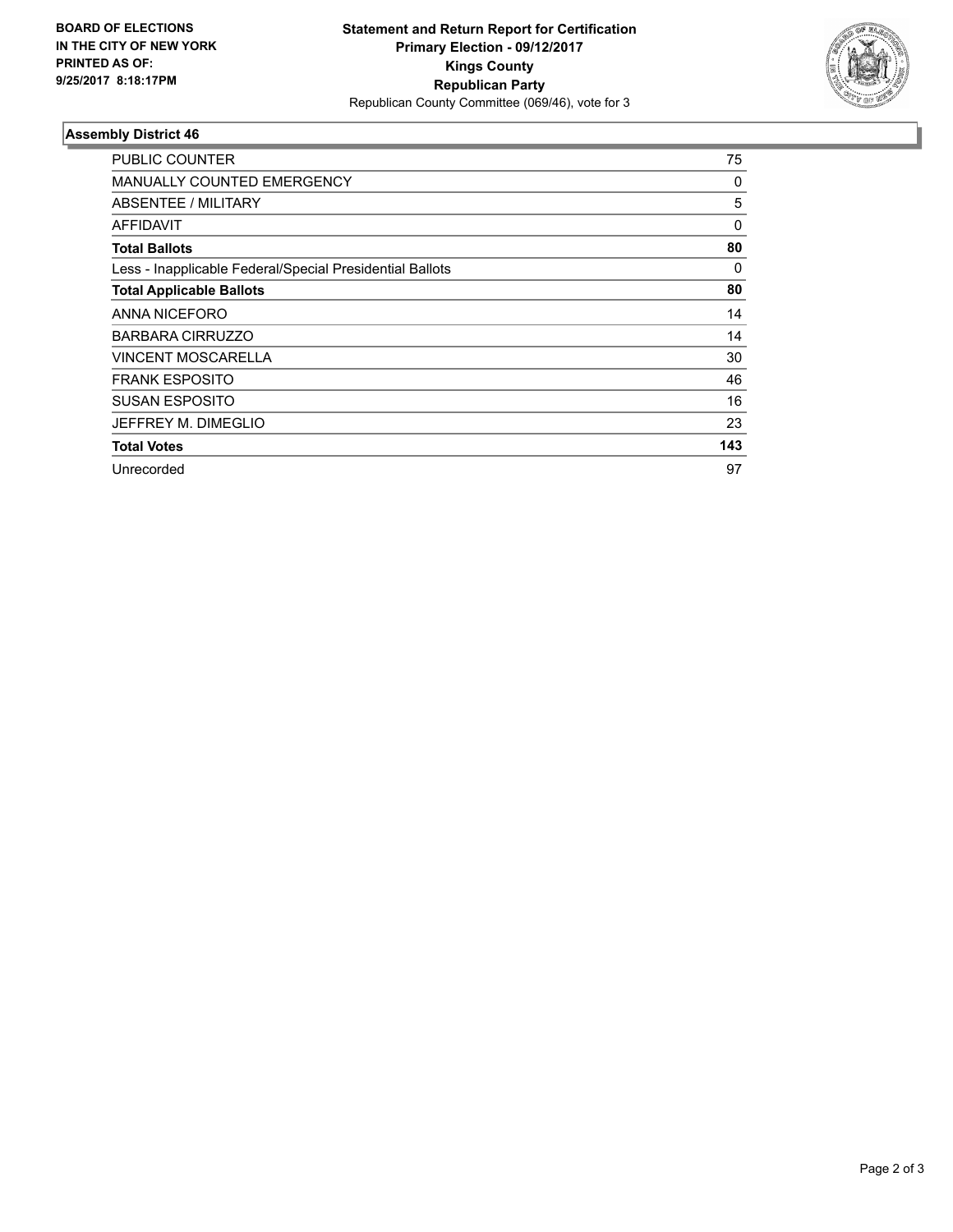**BOARD OF ELECTIONS**
**IN THE CITY OF NEW YORK**
**PRINTED AS OF:**
**9/25/2017 8:18:17PM**

**Statement and Return Report for Certification**
**Primary Election - 09/12/2017**
**Kings County**
**Republican Party**
Republican County Committee (069/46), vote for 3

### Assembly District 46

| | |
|---|---|
| PUBLIC COUNTER | 75 |
| MANUALLY COUNTED EMERGENCY | 0 |
| ABSENTEE / MILITARY | 5 |
| AFFIDAVIT | 0 |
| **Total Ballots** | **80** |
| Less - Inapplicable Federal/Special Presidential Ballots | 0 |
| **Total Applicable Ballots** | **80** |
| ANNA NICEFORO | 14 |
| BARBARA CIRRUZZO | 14 |
| VINCENT MOSCARELLA | 30 |
| FRANK ESPOSITO | 46 |
| SUSAN ESPOSITO | 16 |
| JEFFREY M. DIMEGLIO | 23 |
| **Total Votes** | **143** |
| Unrecorded | 97 |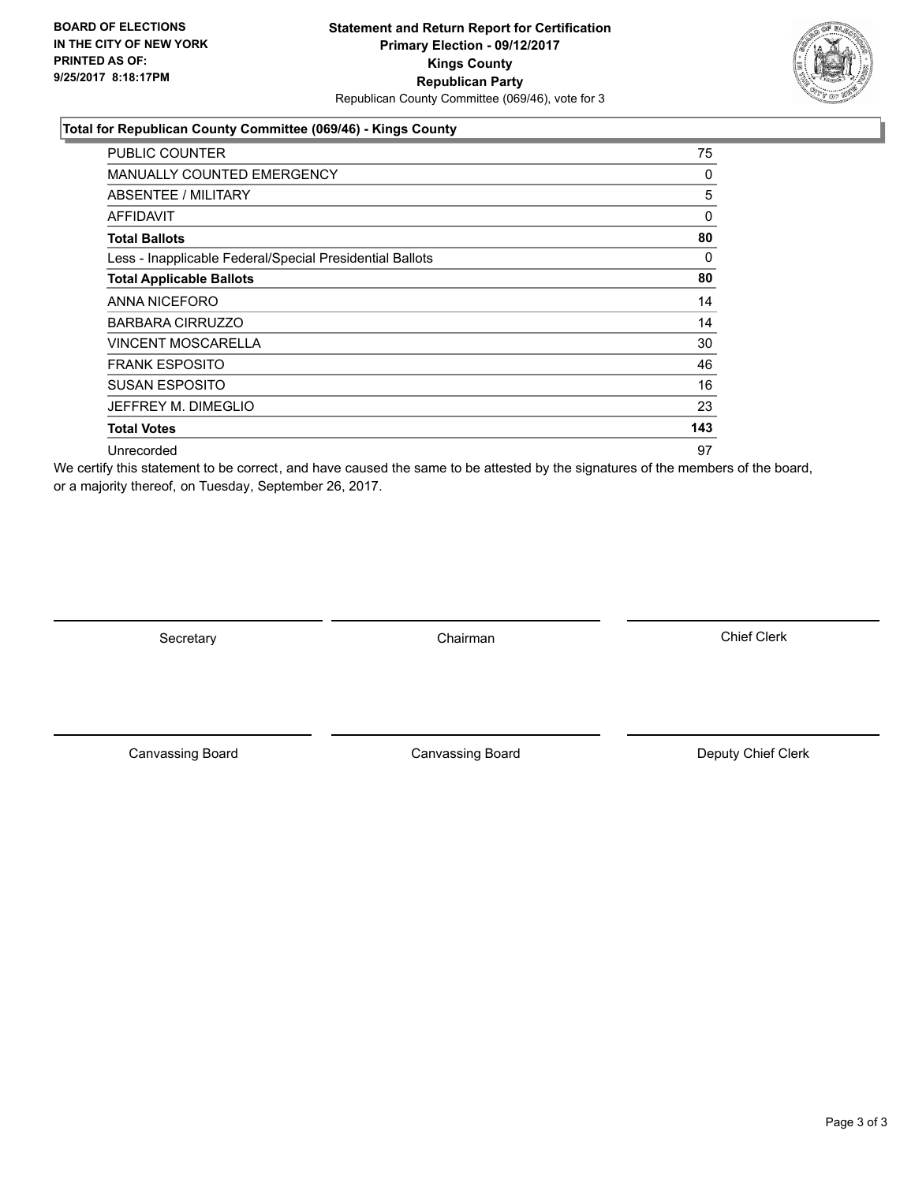**BOARD OF ELECTIONS IN THE CITY OF NEW YORK PRINTED AS OF: 9/25/2017 8:18:17PM**

**Statement and Return Report for Certification**
**Primary Election - 09/12/2017**
**Kings County**
**Republican Party**
Republican County Committee (069/46), vote for 3

**Total for Republican County Committee (069/46) - Kings County**

| | |
|---|---|
| PUBLIC COUNTER | 75 |
| MANUALLY COUNTED EMERGENCY | 0 |
| ABSENTEE / MILITARY | 5 |
| AFFIDAVIT | 0 |
| **Total Ballots** | **80** |
| Less - Inapplicable Federal/Special Presidential Ballots | 0 |
| **Total Applicable Ballots** | **80** |
| ANNA NICEFORO | 14 |
| BARBARA CIRRUZZO | 14 |
| VINCENT MOSCARELLA | 30 |
| FRANK ESPOSITO | 46 |
| SUSAN ESPOSITO | 16 |
| JEFFREY M. DIMEGLIO | 23 |
| **Total Votes** | **143** |
| Unrecorded | 97 |

We certify this statement to be correct, and have caused the same to be attested by the signatures of the members of the board, or a majority thereof, on Tuesday, September 26, 2017.

Secretary

Chairman

Chief Clerk

Canvassing Board

Canvassing Board

Deputy Chief Clerk